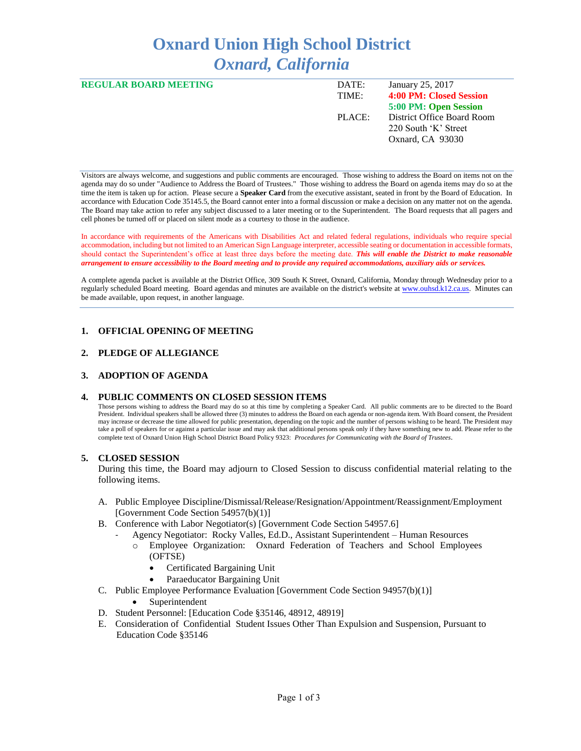# Oxnard Union High School District
## *Oxnard, California*

**REGULAR BOARD MEETING**

DATE: January 25, 2017
TIME: **4:00 PM: Closed Session**
**5:00 PM: Open Session**
PLACE: District Office Board Room
220 South 'K' Street
Oxnard, CA 93030

Visitors are always welcome, and suggestions and public comments are encouraged. Those wishing to address the Board on items not on the agenda may do so under "Audience to Address the Board of Trustees." Those wishing to address the Board on agenda items may do so at the time the item is taken up for action. Please secure a **Speaker Card** from the executive assistant, seated in front by the Board of Education. In accordance with Education Code 35145.5, the Board cannot enter into a formal discussion or make a decision on any matter not on the agenda. The Board may take action to refer any subject discussed to a later meeting or to the Superintendent. The Board requests that all pagers and cell phones be turned off or placed on silent mode as a courtesy to those in the audience.

In accordance with requirements of the Americans with Disabilities Act and related federal regulations, individuals who require special accommodation, including but not limited to an American Sign Language interpreter, accessible seating or documentation in accessible formats, should contact the Superintendent's office at least three days before the meeting date. ***This will enable the District to make reasonable arrangement to ensure accessibility to the Board meeting and to provide any required accommodations, auxiliary aids or services.***

A complete agenda packet is available at the District Office, 309 South K Street, Oxnard, California, Monday through Wednesday prior to a regularly scheduled Board meeting. Board agendas and minutes are available on the district's website at www.ouhsd.k12.ca.us. Minutes can be made available, upon request, in another language.

### 1. OFFICIAL OPENING OF MEETING

### 2. PLEDGE OF ALLEGIANCE

### 3. ADOPTION OF AGENDA

### 4. PUBLIC COMMENTS ON CLOSED SESSION ITEMS

Those persons wishing to address the Board may do so at this time by completing a Speaker Card. All public comments are to be directed to the Board President. Individual speakers shall be allowed three (3) minutes to address the Board on each agenda or non-agenda item. With Board consent, the President may increase or decrease the time allowed for public presentation, depending on the topic and the number of persons wishing to be heard. The President may take a poll of speakers for or against a particular issue and may ask that additional persons speak only if they have something new to add. Please refer to the complete text of Oxnard Union High School District Board Policy 9323: *Procedures for Communicating with the Board of Trustees*.

### 5. CLOSED SESSION

During this time, the Board may adjourn to Closed Session to discuss confidential material relating to the following items.

A. Public Employee Discipline/Dismissal/Release/Resignation/Appointment/Reassignment/Employment [Government Code Section 54957(b)(1)]
B. Conference with Labor Negotiator(s) [Government Code Section 54957.6]
   - Agency Negotiator: Rocky Valles, Ed.D., Assistant Superintendent – Human Resources
     - Employee Organization: Oxnard Federation of Teachers and School Employees (OFTSE)
       - Certificated Bargaining Unit
       - Paraeducator Bargaining Unit
C. Public Employee Performance Evaluation [Government Code Section 94957(b)(1)]
   - Superintendent
D. Student Personnel: [Education Code §35146, 48912, 48919]
E. Consideration of Confidential Student Issues Other Than Expulsion and Suspension, Pursuant to Education Code §35146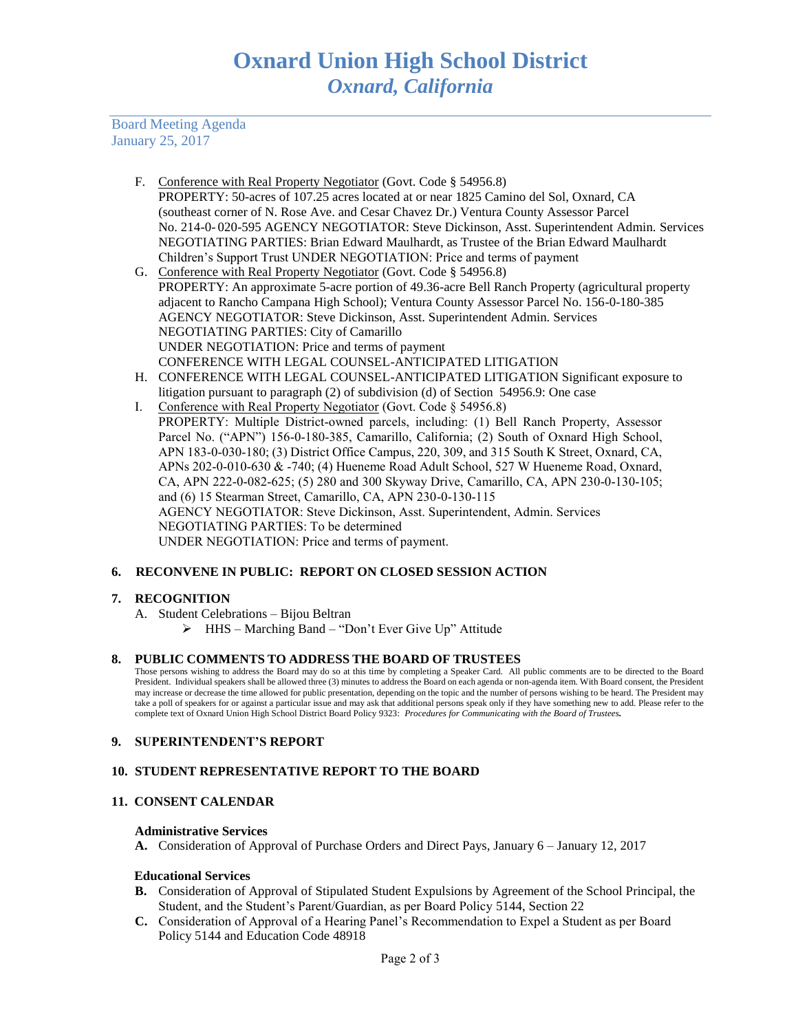F. Conference with Real Property Negotiator (Govt. Code § 54956.8)
PROPERTY: 50-acres of 107.25 acres located at or near 1825 Camino del Sol, Oxnard, CA (southeast corner of N. Rose Ave. and Cesar Chavez Dr.) Ventura County Assessor Parcel No. 214-0- 020-595 AGENCY NEGOTIATOR: Steve Dickinson, Asst. Superintendent Admin. Services NEGOTIATING PARTIES: Brian Edward Maulhardt, as Trustee of the Brian Edward Maulhardt Children's Support Trust UNDER NEGOTIATION: Price and terms of payment

G. Conference with Real Property Negotiator (Govt. Code § 54956.8)
PROPERTY: An approximate 5-acre portion of 49.36-acre Bell Ranch Property (agricultural property adjacent to Rancho Campana High School); Ventura County Assessor Parcel No. 156-0-180-385
AGENCY NEGOTIATOR: Steve Dickinson, Asst. Superintendent Admin. Services
NEGOTIATING PARTIES: City of Camarillo
UNDER NEGOTIATION: Price and terms of payment
CONFERENCE WITH LEGAL COUNSEL-ANTICIPATED LITIGATION

H. CONFERENCE WITH LEGAL COUNSEL-ANTICIPATED LITIGATION Significant exposure to litigation pursuant to paragraph (2) of subdivision (d) of Section 54956.9: One case

I. Conference with Real Property Negotiator (Govt. Code § 54956.8)
PROPERTY: Multiple District-owned parcels, including: (1) Bell Ranch Property, Assessor Parcel No. ("APN") 156-0-180-385, Camarillo, California; (2) South of Oxnard High School, APN 183-0-030-180; (3) District Office Campus, 220, 309, and 315 South K Street, Oxnard, CA, APNs 202-0-010-630 & -740; (4) Hueneme Road Adult School, 527 W Hueneme Road, Oxnard, CA, APN 222-0-082-625; (5) 280 and 300 Skyway Drive, Camarillo, CA, APN 230-0-130-105; and (6) 15 Stearman Street, Camarillo, CA, APN 230-0-130-115
AGENCY NEGOTIATOR: Steve Dickinson, Asst. Superintendent, Admin. Services
NEGOTIATING PARTIES: To be determined
UNDER NEGOTIATION: Price and terms of payment.

## 6. RECONVENE IN PUBLIC: REPORT ON CLOSED SESSION ACTION

## 7. RECOGNITION

A. Student Celebrations – Bijou Beltran
- HHS – Marching Band – "Don't Ever Give Up" Attitude

## 8. PUBLIC COMMENTS TO ADDRESS THE BOARD OF TRUSTEES

Those persons wishing to address the Board may do so at this time by completing a Speaker Card. All public comments are to be directed to the Board President. Individual speakers shall be allowed three (3) minutes to address the Board on each agenda or non-agenda item. With Board consent, the President may increase or decrease the time allowed for public presentation, depending on the topic and the number of persons wishing to be heard. The President may take a poll of speakers for or against a particular issue and may ask that additional persons speak only if they have something new to add. Please refer to the complete text of Oxnard Union High School District Board Policy 9323: ***Procedures for Communicating with the Board of Trustees.***

## 9. SUPERINTENDENT'S REPORT

## 10. STUDENT REPRESENTATIVE REPORT TO THE BOARD

## 11. CONSENT CALENDAR

### Administrative Services

**A.** Consideration of Approval of Purchase Orders and Direct Pays, January 6 – January 12, 2017

### Educational Services

**B.** Consideration of Approval of Stipulated Student Expulsions by Agreement of the School Principal, the Student, and the Student's Parent/Guardian, as per Board Policy 5144, Section 22

**C.** Consideration of Approval of a Hearing Panel's Recommendation to Expel a Student as per Board Policy 5144 and Education Code 48918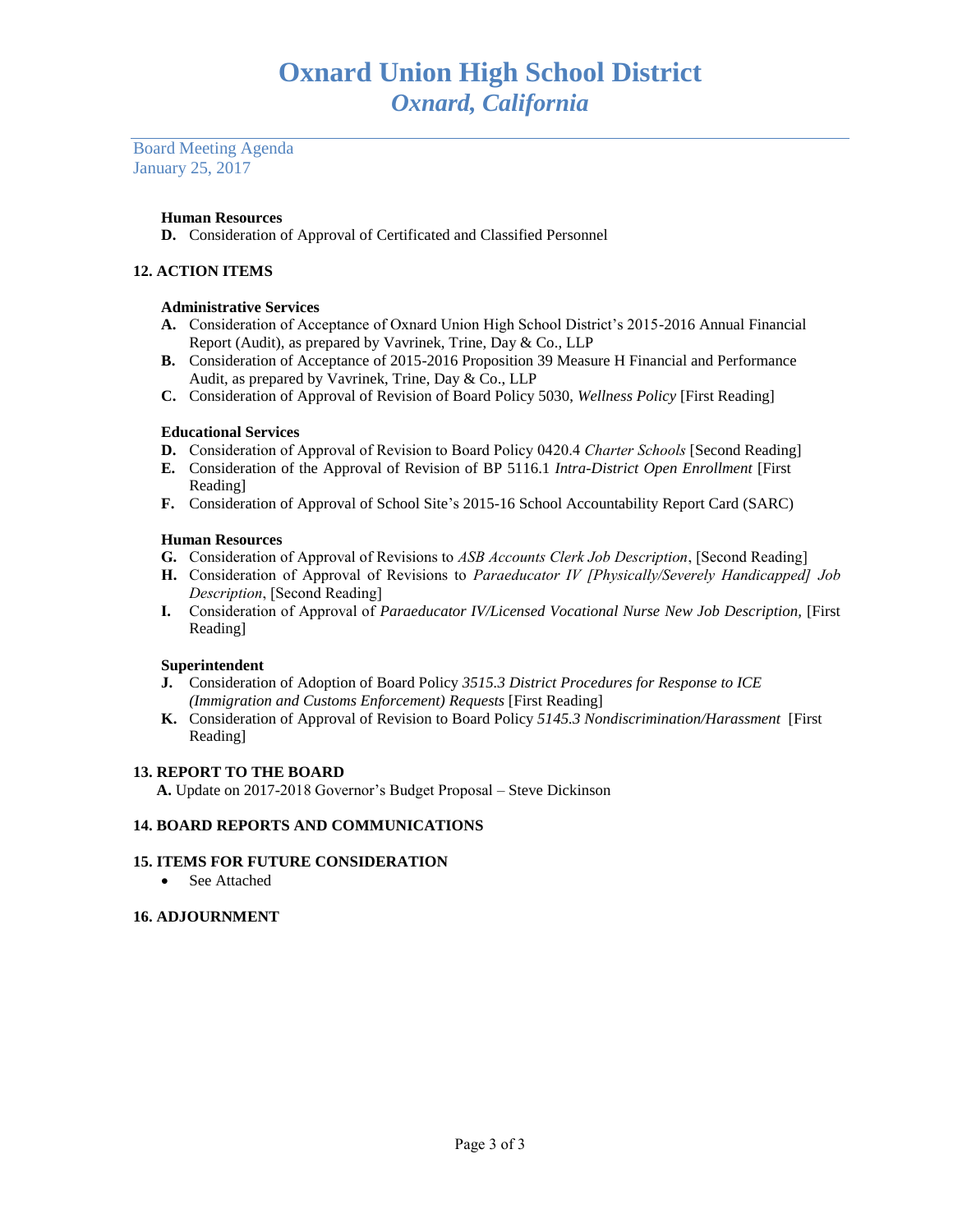# Oxnard Union High School District
## *Oxnard, California*

Board Meeting Agenda
January 25, 2017

**Human Resources**

**D.** Consideration of Approval of Certificated and Classified Personnel

### 12. ACTION ITEMS

**Administrative Services**

**A.** Consideration of Acceptance of Oxnard Union High School District's 2015-2016 Annual Financial Report (Audit), as prepared by Vavrinek, Trine, Day & Co., LLP

**B.** Consideration of Acceptance of 2015-2016 Proposition 39 Measure H Financial and Performance Audit, as prepared by Vavrinek, Trine, Day & Co., LLP

**C.** Consideration of Approval of Revision of Board Policy 5030, *Wellness Policy* [First Reading]

**Educational Services**

**D.** Consideration of Approval of Revision to Board Policy 0420.4 *Charter Schools* [Second Reading]

**E.** Consideration of the Approval of Revision of BP 5116.1 *Intra-District Open Enrollment* [First Reading]

**F.** Consideration of Approval of School Site's 2015-16 School Accountability Report Card (SARC)

**Human Resources**

**G.** Consideration of Approval of Revisions to *ASB Accounts Clerk Job Description*, [Second Reading]

**H.** Consideration of Approval of Revisions to *Paraeducator IV [Physically/Severely Handicapped] Job Description*, [Second Reading]

**I.** Consideration of Approval of *Paraeducator IV/Licensed Vocational Nurse New Job Description,* [First Reading]

**Superintendent**

**J.** Consideration of Adoption of Board Policy *3515.3 District Procedures for Response to ICE (Immigration and Customs Enforcement) Requests* [First Reading]

**K.** Consideration of Approval of Revision to Board Policy *5145.3 Nondiscrimination/Harassment* [First Reading]

### 13. REPORT TO THE BOARD

**A.** Update on 2017-2018 Governor's Budget Proposal – Steve Dickinson

### 14. BOARD REPORTS AND COMMUNICATIONS

### 15. ITEMS FOR FUTURE CONSIDERATION

- See Attached

### 16. ADJOURNMENT